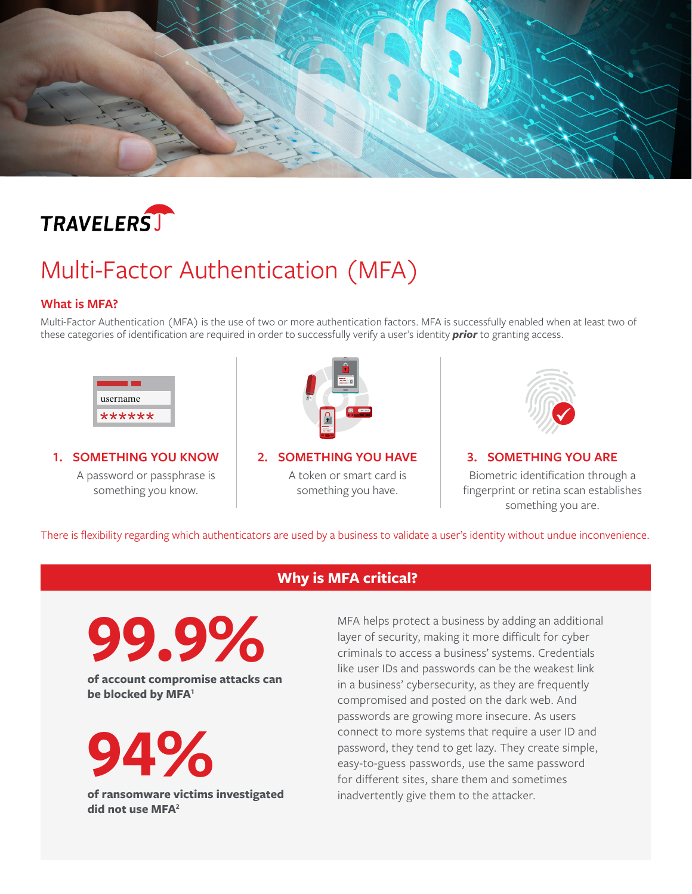TRAVELERS

# Multi-Factor Authentication (MFA)

## What is MFA?

Multi-Factor Authentication (MFA) is the use of two or more authentication factors. MFA is successfully enabled when at least two of these categories of identification are required in order to successfully verify a user's identity ***prior*** to granting access.

### 1. SOMETHING YOU KNOW

A password or passphrase is something you know.

### 2. SOMETHING YOU HAVE

A token or smart card is something you have.

### 3. SOMETHING YOU ARE

Biometric identification through a fingerprint or retina scan establishes something you are.

There is flexibility regarding which authenticators are used by a business to validate a user's identity without undue inconvenience.

## Why is MFA critical?

**99.9%**

**of account compromise attacks can be blocked by MFA[1]**

**94%**

**of ransomware victims investigated did not use MFA[2]**

MFA helps protect a business by adding an additional layer of security, making it more difficult for cyber criminals to access a business' systems. Credentials like user IDs and passwords can be the weakest link in a business' cybersecurity, as they are frequently compromised and posted on the dark web. And passwords are growing more insecure. As users connect to more systems that require a user ID and password, they tend to get lazy. They create simple, easy-to-guess passwords, use the same password for different sites, share them and sometimes inadvertently give them to the attacker.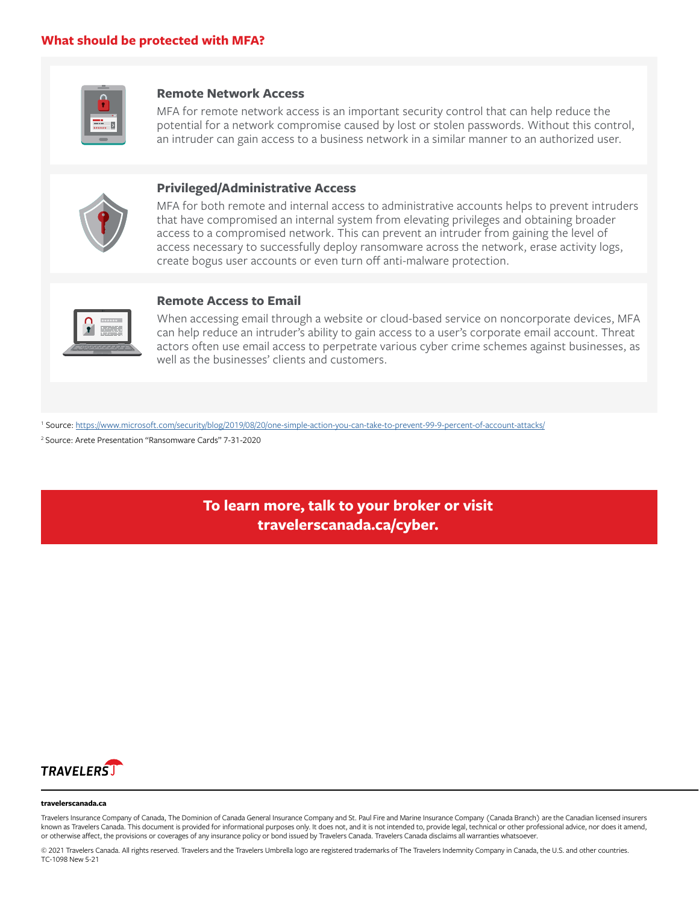## What should be protected with MFA?

### Remote Network Access

MFA for remote network access is an important security control that can help reduce the potential for a network compromise caused by lost or stolen passwords. Without this control, an intruder can gain access to a business network in a similar manner to an authorized user.

### Privileged/Administrative Access

MFA for both remote and internal access to administrative accounts helps to prevent intruders that have compromised an internal system from elevating privileges and obtaining broader access to a compromised network. This can prevent an intruder from gaining the level of access necessary to successfully deploy ransomware across the network, erase activity logs, create bogus user accounts or even turn off anti-malware protection.

### Remote Access to Email

When accessing email through a website or cloud-based service on noncorporate devices, MFA can help reduce an intruder's ability to gain access to a user's corporate email account. Threat actors often use email access to perpetrate various cyber crime schemes against businesses, as well as the businesses' clients and customers.

[1] Source: https://www.microsoft.com/security/blog/2019/08/20/one-simple-action-you-can-take-to-prevent-99-9-percent-of-account-attacks/

[2] Source: Arete Presentation "Ransomware Cards" 7-31-2020

**To learn more, talk to your broker or visit travelerscanada.ca/cyber.**

TRAVELERS

**travelerscanada.ca**

Travelers Insurance Company of Canada, The Dominion of Canada General Insurance Company and St. Paul Fire and Marine Insurance Company (Canada Branch) are the Canadian licensed insurers known as Travelers Canada. This document is provided for informational purposes only. It does not, and it is not intended to, provide legal, technical or other professional advice, nor does it amend, or otherwise affect, the provisions or coverages of any insurance policy or bond issued by Travelers Canada. Travelers Canada disclaims all warranties whatsoever.

© 2021 Travelers Canada. All rights reserved. Travelers and the Travelers Umbrella logo are registered trademarks of The Travelers Indemnity Company in Canada, the U.S. and other countries.
TC-1098 New 5-21